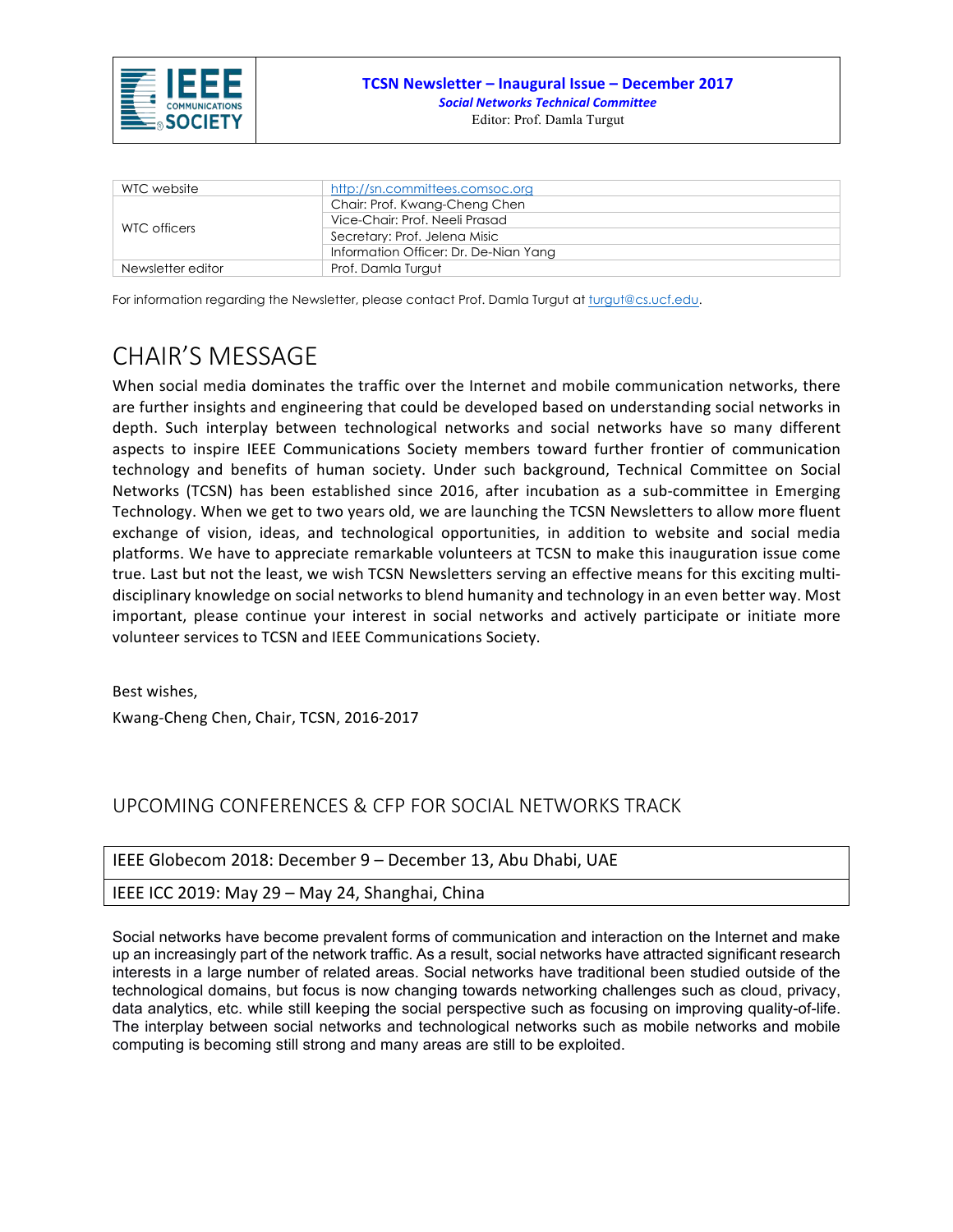**IEEE COMMUNICATIONS SOCIETY**

**TCSN Newsletter – Inaugural Issue – December 2017**

***Social Networks Technical Committee***

Editor: Prof. Damla Turgut

| | |
|---|---|
| WTC website | http://sn.committees.comsoc.org |
| WTC officers | Chair: Prof. Kwang-Cheng Chen |
| | Vice-Chair: Prof. Neeli Prasad |
| | Secretary: Prof. Jelena Misic |
| | Information Officer: Dr. De-Nian Yang |
| Newsletter editor | Prof. Damla Turgut |

For information regarding the Newsletter, please contact Prof. Damla Turgut at turgut@cs.ucf.edu.

# CHAIR'S MESSAGE

When social media dominates the traffic over the Internet and mobile communication networks, there are further insights and engineering that could be developed based on understanding social networks in depth. Such interplay between technological networks and social networks have so many different aspects to inspire IEEE Communications Society members toward further frontier of communication technology and benefits of human society. Under such background, Technical Committee on Social Networks (TCSN) has been established since 2016, after incubation as a sub-committee in Emerging Technology. When we get to two years old, we are launching the TCSN Newsletters to allow more fluent exchange of vision, ideas, and technological opportunities, in addition to website and social media platforms. We have to appreciate remarkable volunteers at TCSN to make this inauguration issue come true. Last but not the least, we wish TCSN Newsletters serving an effective means for this exciting multi-disciplinary knowledge on social networks to blend humanity and technology in an even better way. Most important, please continue your interest in social networks and actively participate or initiate more volunteer services to TCSN and IEEE Communications Society.

Best wishes,

Kwang-Cheng Chen, Chair, TCSN, 2016-2017

## UPCOMING CONFERENCES & CFP FOR SOCIAL NETWORKS TRACK

| |
|---|
| IEEE Globecom 2018: December 9 – December 13, Abu Dhabi, UAE |
| IEEE ICC 2019: May 29 – May 24, Shanghai, China |

Social networks have become prevalent forms of communication and interaction on the Internet and make up an increasingly part of the network traffic. As a result, social networks have attracted significant research interests in a large number of related areas. Social networks have traditional been studied outside of the technological domains, but focus is now changing towards networking challenges such as cloud, privacy, data analytics, etc. while still keeping the social perspective such as focusing on improving quality-of-life. The interplay between social networks and technological networks such as mobile networks and mobile computing is becoming still strong and many areas are still to be exploited.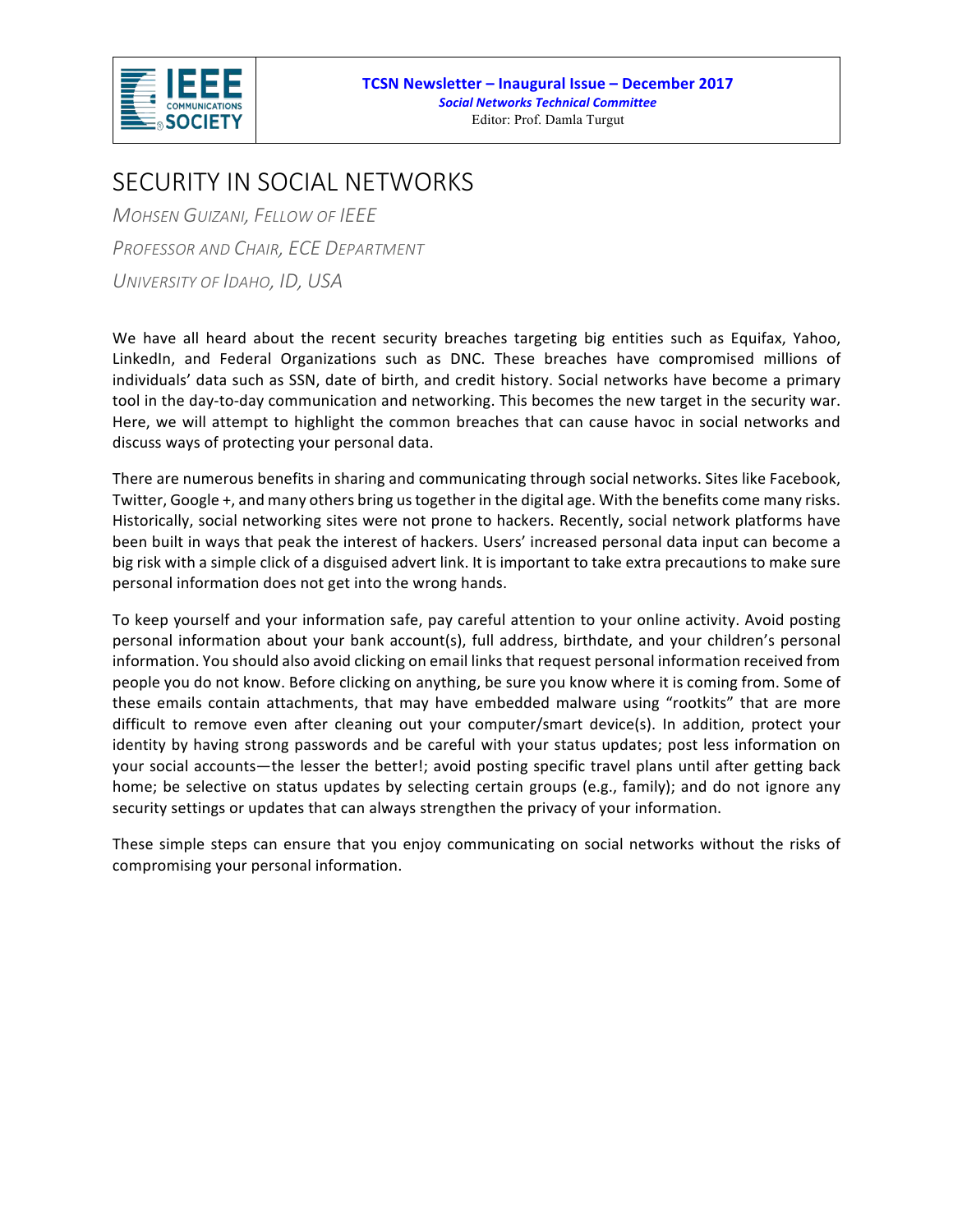# SECURITY IN SOCIAL NETWORKS

*MOHSEN GUIZANI, FELLOW OF IEEE*

*PROFESSOR AND CHAIR, ECE DEPARTMENT*

*UNIVERSITY OF IDAHO, ID, USA*

We have all heard about the recent security breaches targeting big entities such as Equifax, Yahoo, LinkedIn, and Federal Organizations such as DNC. These breaches have compromised millions of individuals' data such as SSN, date of birth, and credit history. Social networks have become a primary tool in the day-to-day communication and networking. This becomes the new target in the security war. Here, we will attempt to highlight the common breaches that can cause havoc in social networks and discuss ways of protecting your personal data.

There are numerous benefits in sharing and communicating through social networks. Sites like Facebook, Twitter, Google +, and many others bring us together in the digital age. With the benefits come many risks. Historically, social networking sites were not prone to hackers. Recently, social network platforms have been built in ways that peak the interest of hackers. Users' increased personal data input can become a big risk with a simple click of a disguised advert link. It is important to take extra precautions to make sure personal information does not get into the wrong hands.

To keep yourself and your information safe, pay careful attention to your online activity. Avoid posting personal information about your bank account(s), full address, birthdate, and your children's personal information. You should also avoid clicking on email links that request personal information received from people you do not know. Before clicking on anything, be sure you know where it is coming from. Some of these emails contain attachments, that may have embedded malware using "rootkits" that are more difficult to remove even after cleaning out your computer/smart device(s). In addition, protect your identity by having strong passwords and be careful with your status updates; post less information on your social accounts—the lesser the better!; avoid posting specific travel plans until after getting back home; be selective on status updates by selecting certain groups (e.g., family); and do not ignore any security settings or updates that can always strengthen the privacy of your information.

These simple steps can ensure that you enjoy communicating on social networks without the risks of compromising your personal information.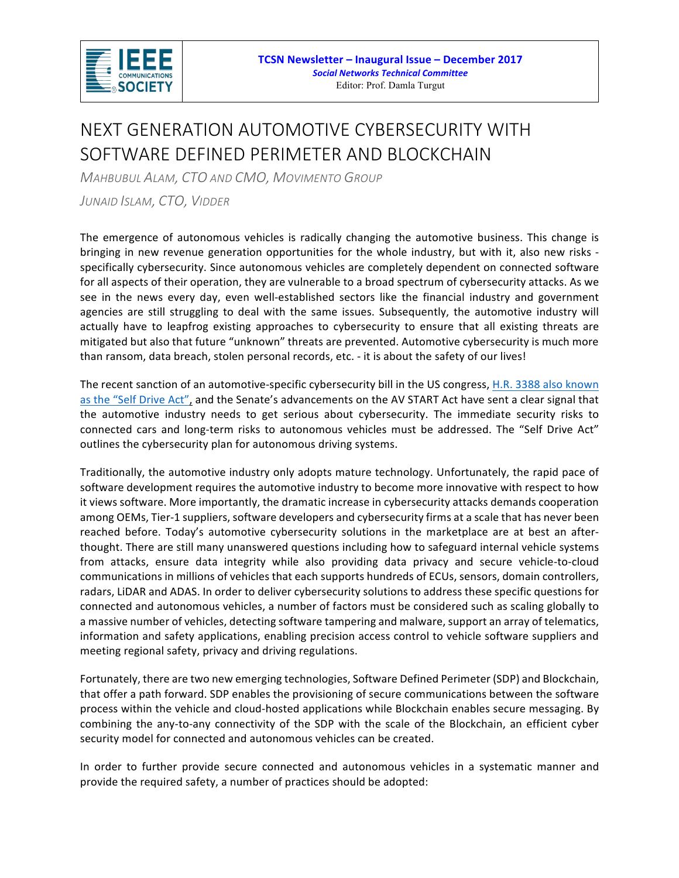# NEXT GENERATION AUTOMOTIVE CYBERSECURITY WITH SOFTWARE DEFINED PERIMETER AND BLOCKCHAIN

*MAHBUBUL ALAM, CTO AND CMO, MOVIMENTO GROUP*

*JUNAID ISLAM, CTO, VIDDER*

The emergence of autonomous vehicles is radically changing the automotive business. This change is bringing in new revenue generation opportunities for the whole industry, but with it, also new risks - specifically cybersecurity. Since autonomous vehicles are completely dependent on connected software for all aspects of their operation, they are vulnerable to a broad spectrum of cybersecurity attacks. As we see in the news every day, even well-established sectors like the financial industry and government agencies are still struggling to deal with the same issues. Subsequently, the automotive industry will actually have to leapfrog existing approaches to cybersecurity to ensure that all existing threats are mitigated but also that future "unknown" threats are prevented. Automotive cybersecurity is much more than ransom, data breach, stolen personal records, etc. - it is about the safety of our lives!

The recent sanction of an automotive-specific cybersecurity bill in the US congress, H.R. 3388 also known as the "Self Drive Act", and the Senate's advancements on the AV START Act have sent a clear signal that the automotive industry needs to get serious about cybersecurity. The immediate security risks to connected cars and long-term risks to autonomous vehicles must be addressed. The "Self Drive Act" outlines the cybersecurity plan for autonomous driving systems.

Traditionally, the automotive industry only adopts mature technology. Unfortunately, the rapid pace of software development requires the automotive industry to become more innovative with respect to how it views software. More importantly, the dramatic increase in cybersecurity attacks demands cooperation among OEMs, Tier-1 suppliers, software developers and cybersecurity firms at a scale that has never been reached before. Today's automotive cybersecurity solutions in the marketplace are at best an after-thought. There are still many unanswered questions including how to safeguard internal vehicle systems from attacks, ensure data integrity while also providing data privacy and secure vehicle-to-cloud communications in millions of vehicles that each supports hundreds of ECUs, sensors, domain controllers, radars, LiDAR and ADAS. In order to deliver cybersecurity solutions to address these specific questions for connected and autonomous vehicles, a number of factors must be considered such as scaling globally to a massive number of vehicles, detecting software tampering and malware, support an array of telematics, information and safety applications, enabling precision access control to vehicle software suppliers and meeting regional safety, privacy and driving regulations.

Fortunately, there are two new emerging technologies, Software Defined Perimeter (SDP) and Blockchain, that offer a path forward. SDP enables the provisioning of secure communications between the software process within the vehicle and cloud-hosted applications while Blockchain enables secure messaging. By combining the any-to-any connectivity of the SDP with the scale of the Blockchain, an efficient cyber security model for connected and autonomous vehicles can be created.

In order to further provide secure connected and autonomous vehicles in a systematic manner and provide the required safety, a number of practices should be adopted: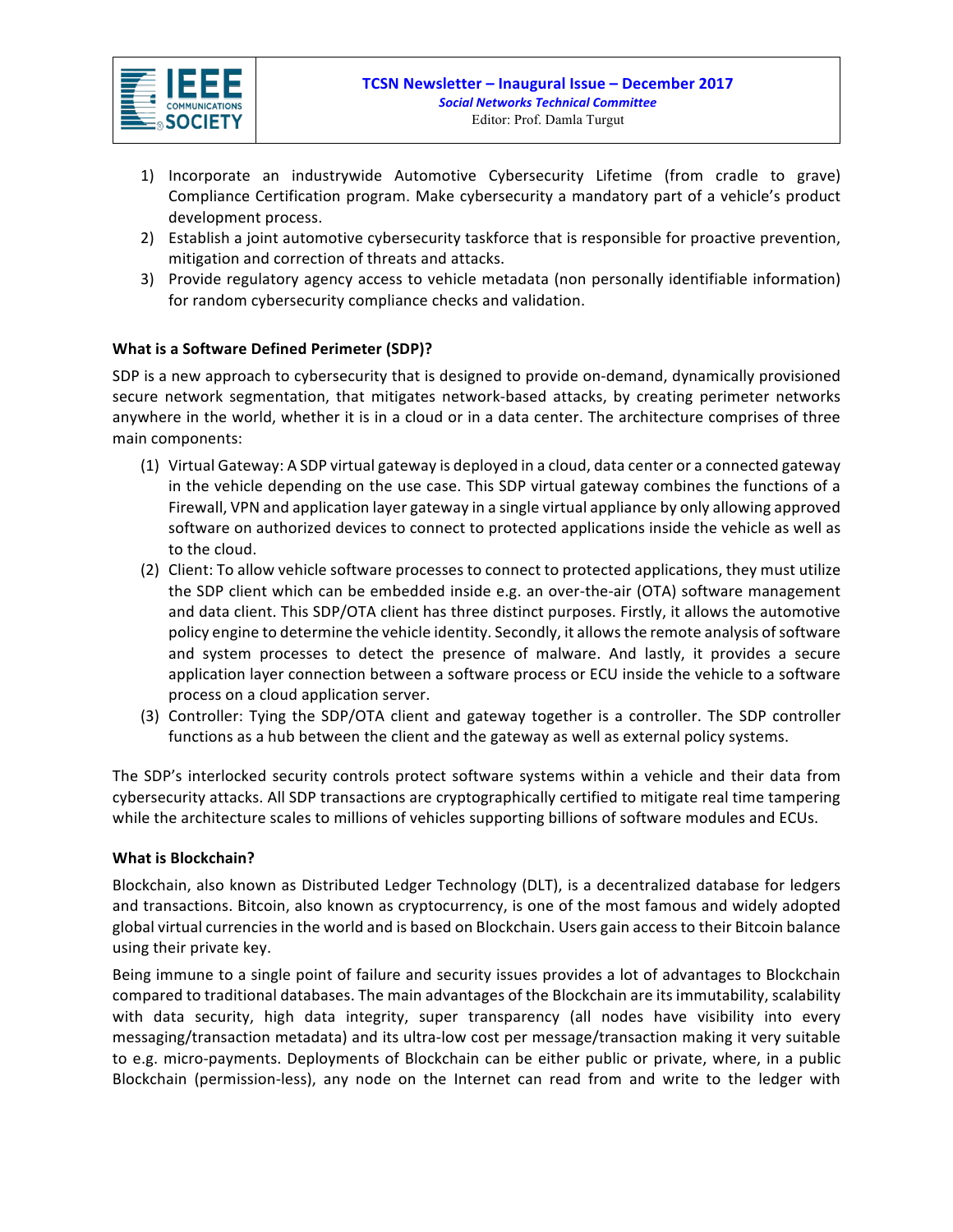1) Incorporate an industrywide Automotive Cybersecurity Lifetime (from cradle to grave) Compliance Certification program. Make cybersecurity a mandatory part of a vehicle's product development process.
2) Establish a joint automotive cybersecurity taskforce that is responsible for proactive prevention, mitigation and correction of threats and attacks.
3) Provide regulatory agency access to vehicle metadata (non personally identifiable information) for random cybersecurity compliance checks and validation.

**What is a Software Defined Perimeter (SDP)?**

SDP is a new approach to cybersecurity that is designed to provide on-demand, dynamically provisioned secure network segmentation, that mitigates network-based attacks, by creating perimeter networks anywhere in the world, whether it is in a cloud or in a data center. The architecture comprises of three main components:

(1) Virtual Gateway: A SDP virtual gateway is deployed in a cloud, data center or a connected gateway in the vehicle depending on the use case. This SDP virtual gateway combines the functions of a Firewall, VPN and application layer gateway in a single virtual appliance by only allowing approved software on authorized devices to connect to protected applications inside the vehicle as well as to the cloud.
(2) Client: To allow vehicle software processes to connect to protected applications, they must utilize the SDP client which can be embedded inside e.g. an over-the-air (OTA) software management and data client. This SDP/OTA client has three distinct purposes. Firstly, it allows the automotive policy engine to determine the vehicle identity. Secondly, it allows the remote analysis of software and system processes to detect the presence of malware. And lastly, it provides a secure application layer connection between a software process or ECU inside the vehicle to a software process on a cloud application server.
(3) Controller: Tying the SDP/OTA client and gateway together is a controller. The SDP controller functions as a hub between the client and the gateway as well as external policy systems.

The SDP's interlocked security controls protect software systems within a vehicle and their data from cybersecurity attacks. All SDP transactions are cryptographically certified to mitigate real time tampering while the architecture scales to millions of vehicles supporting billions of software modules and ECUs.

**What is Blockchain?**

Blockchain, also known as Distributed Ledger Technology (DLT), is a decentralized database for ledgers and transactions. Bitcoin, also known as cryptocurrency, is one of the most famous and widely adopted global virtual currencies in the world and is based on Blockchain. Users gain access to their Bitcoin balance using their private key.

Being immune to a single point of failure and security issues provides a lot of advantages to Blockchain compared to traditional databases. The main advantages of the Blockchain are its immutability, scalability with data security, high data integrity, super transparency (all nodes have visibility into every messaging/transaction metadata) and its ultra-low cost per message/transaction making it very suitable to e.g. micro-payments. Deployments of Blockchain can be either public or private, where, in a public Blockchain (permission-less), any node on the Internet can read from and write to the ledger with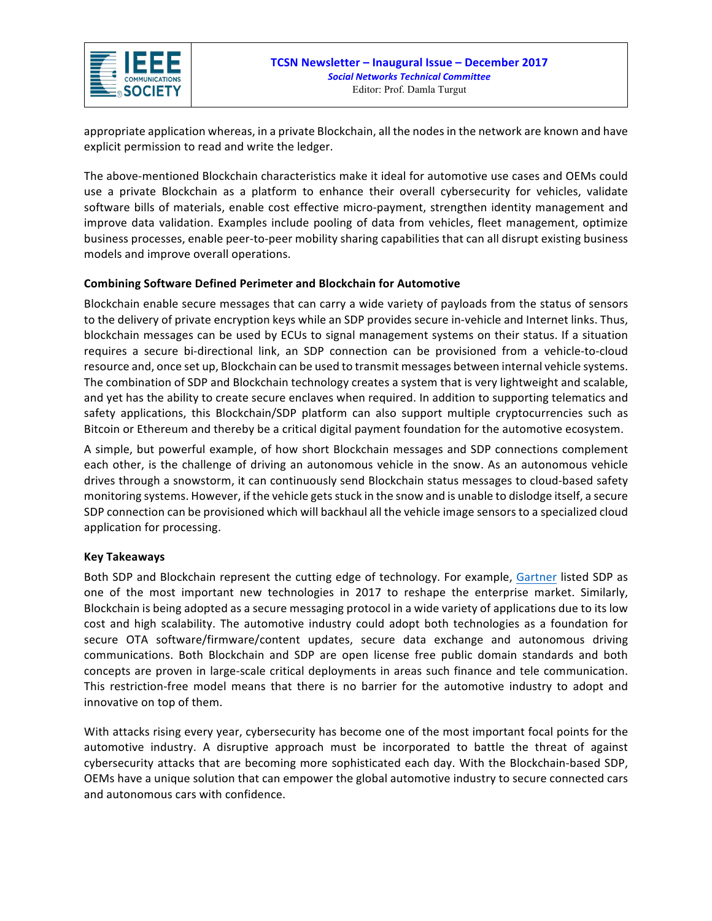appropriate application whereas, in a private Blockchain, all the nodes in the network are known and have explicit permission to read and write the ledger.

The above-mentioned Blockchain characteristics make it ideal for automotive use cases and OEMs could use a private Blockchain as a platform to enhance their overall cybersecurity for vehicles, validate software bills of materials, enable cost effective micro-payment, strengthen identity management and improve data validation. Examples include pooling of data from vehicles, fleet management, optimize business processes, enable peer-to-peer mobility sharing capabilities that can all disrupt existing business models and improve overall operations.

**Combining Software Defined Perimeter and Blockchain for Automotive**

Blockchain enable secure messages that can carry a wide variety of payloads from the status of sensors to the delivery of private encryption keys while an SDP provides secure in-vehicle and Internet links. Thus, blockchain messages can be used by ECUs to signal management systems on their status. If a situation requires a secure bi-directional link, an SDP connection can be provisioned from a vehicle-to-cloud resource and, once set up, Blockchain can be used to transmit messages between internal vehicle systems. The combination of SDP and Blockchain technology creates a system that is very lightweight and scalable, and yet has the ability to create secure enclaves when required. In addition to supporting telematics and safety applications, this Blockchain/SDP platform can also support multiple cryptocurrencies such as Bitcoin or Ethereum and thereby be a critical digital payment foundation for the automotive ecosystem.

A simple, but powerful example, of how short Blockchain messages and SDP connections complement each other, is the challenge of driving an autonomous vehicle in the snow. As an autonomous vehicle drives through a snowstorm, it can continuously send Blockchain status messages to cloud-based safety monitoring systems. However, if the vehicle gets stuck in the snow and is unable to dislodge itself, a secure SDP connection can be provisioned which will backhaul all the vehicle image sensors to a specialized cloud application for processing.

**Key Takeaways**

Both SDP and Blockchain represent the cutting edge of technology. For example, Gartner listed SDP as one of the most important new technologies in 2017 to reshape the enterprise market. Similarly, Blockchain is being adopted as a secure messaging protocol in a wide variety of applications due to its low cost and high scalability. The automotive industry could adopt both technologies as a foundation for secure OTA software/firmware/content updates, secure data exchange and autonomous driving communications. Both Blockchain and SDP are open license free public domain standards and both concepts are proven in large-scale critical deployments in areas such finance and tele communication. This restriction-free model means that there is no barrier for the automotive industry to adopt and innovative on top of them.

With attacks rising every year, cybersecurity has become one of the most important focal points for the automotive industry. A disruptive approach must be incorporated to battle the threat of against cybersecurity attacks that are becoming more sophisticated each day. With the Blockchain-based SDP, OEMs have a unique solution that can empower the global automotive industry to secure connected cars and autonomous cars with confidence.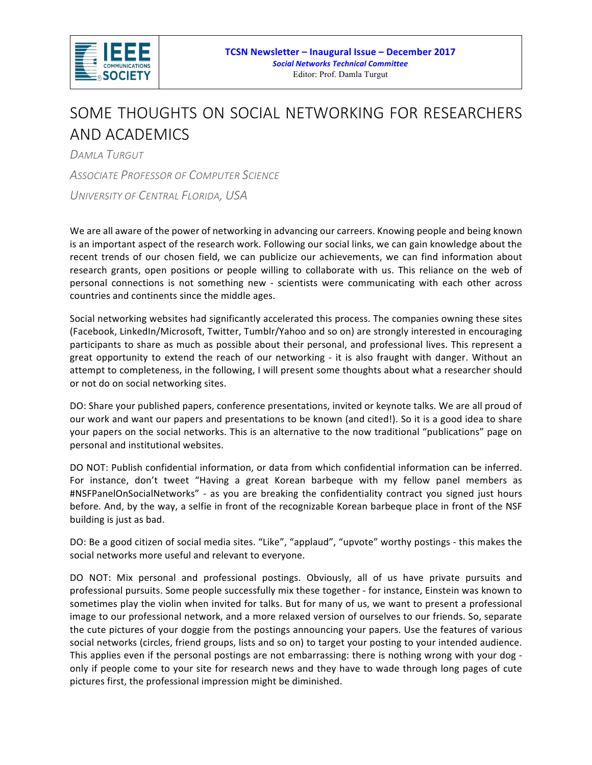# SOME THOUGHTS ON SOCIAL NETWORKING FOR RESEARCHERS AND ACADEMICS

*DAMLA TURGUT*

*ASSOCIATE PROFESSOR OF COMPUTER SCIENCE*

*UNIVERSITY OF CENTRAL FLORIDA, USA*

We are all aware of the power of networking in advancing our carreers. Knowing people and being known is an important aspect of the research work. Following our social links, we can gain knowledge about the recent trends of our chosen field, we can publicize our achievements, we can find information about research grants, open positions or people willing to collaborate with us. This reliance on the web of personal connections is not something new - scientists were communicating with each other across countries and continents since the middle ages.

Social networking websites had significantly accelerated this process. The companies owning these sites (Facebook, LinkedIn/Microsoft, Twitter, Tumblr/Yahoo and so on) are strongly interested in encouraging participants to share as much as possible about their personal, and professional lives. This represent a great opportunity to extend the reach of our networking - it is also fraught with danger. Without an attempt to completeness, in the following, I will present some thoughts about what a researcher should or not do on social networking sites.

DO: Share your published papers, conference presentations, invited or keynote talks. We are all proud of our work and want our papers and presentations to be known (and cited!). So it is a good idea to share your papers on the social networks. This is an alternative to the now traditional "publications" page on personal and institutional websites.

DO NOT: Publish confidential information, or data from which confidential information can be inferred. For instance, don't tweet "Having a great Korean barbeque with my fellow panel members as #NSFPanelOnSocialNetworks" - as you are breaking the confidentiality contract you signed just hours before. And, by the way, a selfie in front of the recognizable Korean barbeque place in front of the NSF building is just as bad.

DO: Be a good citizen of social media sites. "Like", "applaud", "upvote" worthy postings - this makes the social networks more useful and relevant to everyone.

DO NOT: Mix personal and professional postings. Obviously, all of us have private pursuits and professional pursuits. Some people successfully mix these together - for instance, Einstein was known to sometimes play the violin when invited for talks. But for many of us, we want to present a professional image to our professional network, and a more relaxed version of ourselves to our friends. So, separate the cute pictures of your doggie from the postings announcing your papers. Use the features of various social networks (circles, friend groups, lists and so on) to target your posting to your intended audience. This applies even if the personal postings are not embarrassing: there is nothing wrong with your dog - only if people come to your site for research news and they have to wade through long pages of cute pictures first, the professional impression might be diminished.